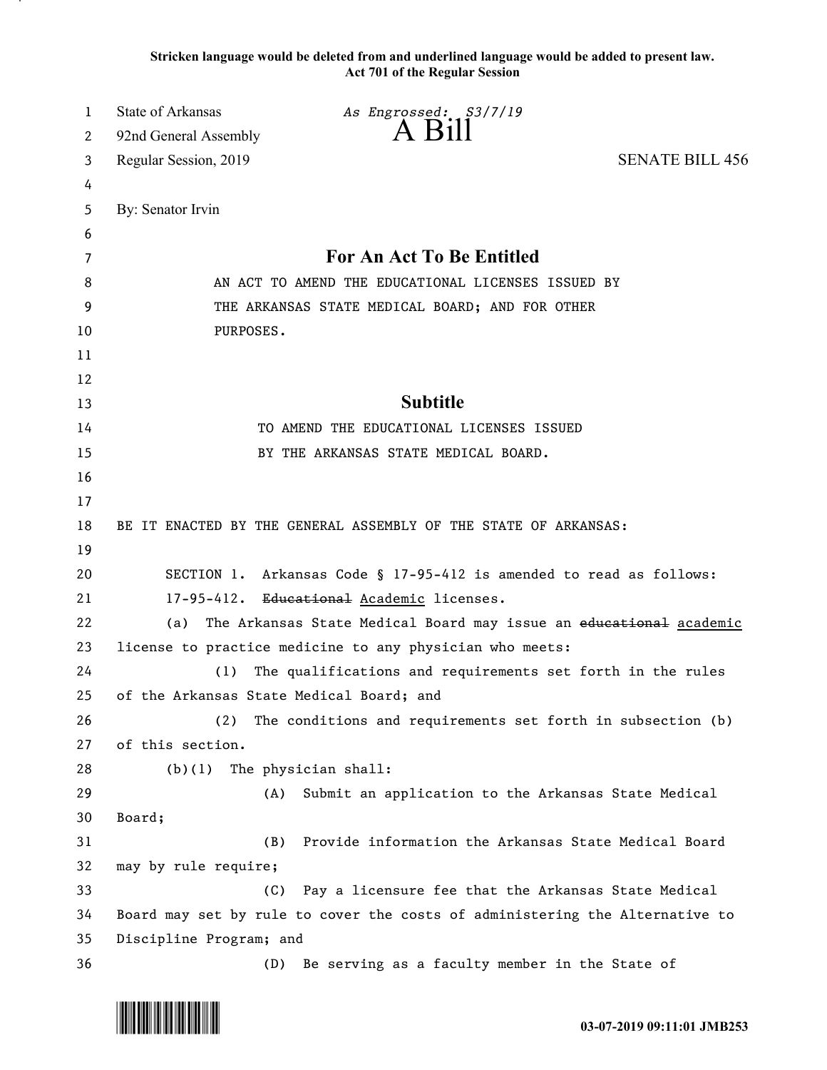**Stricken language would be deleted from and underlined language would be added to present law.**
**Act 701 of the Regular Session**

State of Arkansas *As Engrossed: S3/7/19*
92nd General Assembly **A Bill**
Regular Session, 2019 SENATE BILL 456

By: Senator Irvin

## For An Act To Be Entitled

AN ACT TO AMEND THE EDUCATIONAL LICENSES ISSUED BY THE ARKANSAS STATE MEDICAL BOARD; AND FOR OTHER PURPOSES.

## Subtitle

TO AMEND THE EDUCATIONAL LICENSES ISSUED BY THE ARKANSAS STATE MEDICAL BOARD.

BE IT ENACTED BY THE GENERAL ASSEMBLY OF THE STATE OF ARKANSAS:

SECTION 1. Arkansas Code § 17-95-412 is amended to read as follows:

17-95-412. ~~Educational~~ <u>Academic</u> licenses.

(a) The Arkansas State Medical Board may issue an ~~educational~~ <u>academic</u> license to practice medicine to any physician who meets:

(1) The qualifications and requirements set forth in the rules of the Arkansas State Medical Board; and

(2) The conditions and requirements set forth in subsection (b) of this section.

(b)(1) The physician shall:

(A) Submit an application to the Arkansas State Medical Board;

(B) Provide information the Arkansas State Medical Board may by rule require;

(C) Pay a licensure fee that the Arkansas State Medical Board may set by rule to cover the costs of administering the Alternative to Discipline Program; and

(D) Be serving as a faculty member in the State of

03-07-2019 09:11:01 JMB253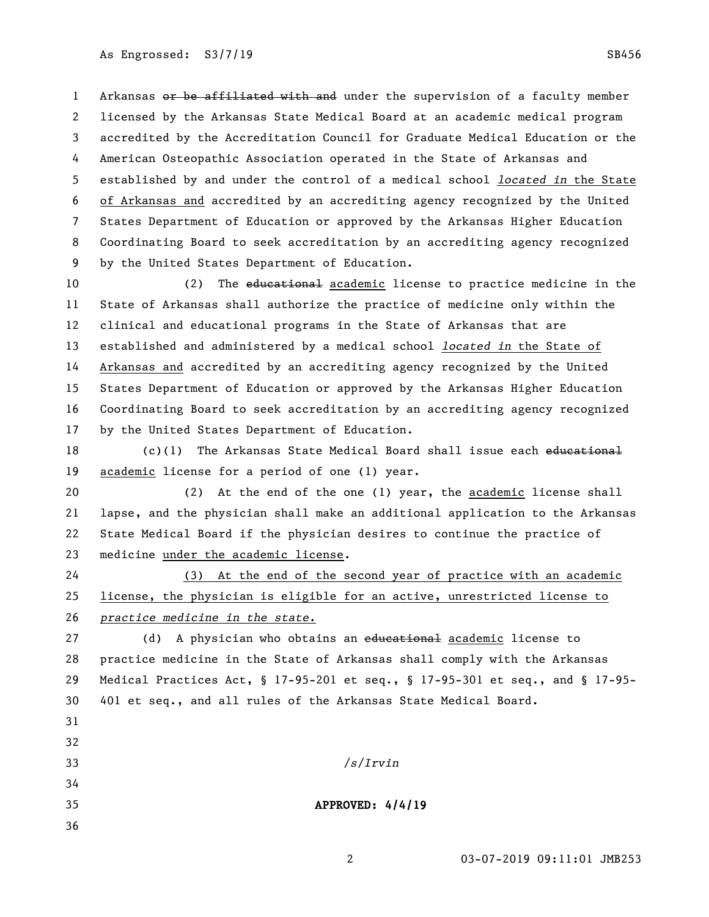Arkansas ~~or be affiliated with and~~ under the supervision of a faculty member licensed by the Arkansas State Medical Board at an academic medical program accredited by the Accreditation Council for Graduate Medical Education or the American Osteopathic Association operated in the State of Arkansas and established by and under the control of a medical school *located in* the State of Arkansas and accredited by an accrediting agency recognized by the United States Department of Education or approved by the Arkansas Higher Education Coordinating Board to seek accreditation by an accrediting agency recognized by the United States Department of Education.

(2) The ~~educational~~ academic license to practice medicine in the State of Arkansas shall authorize the practice of medicine only within the clinical and educational programs in the State of Arkansas that are established and administered by a medical school *located in* the State of Arkansas and accredited by an accrediting agency recognized by the United States Department of Education or approved by the Arkansas Higher Education Coordinating Board to seek accreditation by an accrediting agency recognized by the United States Department of Education.

(c)(1) The Arkansas State Medical Board shall issue each ~~educational~~ academic license for a period of one (1) year.

(2) At the end of the one (1) year, the academic license shall lapse, and the physician shall make an additional application to the Arkansas State Medical Board if the physician desires to continue the practice of medicine under the academic license.

(3) At the end of the second year of practice with an academic license, the physician is eligible for an active, unrestricted license to *practice medicine in the state.*

(d) A physician who obtains an ~~educational~~ academic license to practice medicine in the State of Arkansas shall comply with the Arkansas Medical Practices Act, § 17-95-201 et seq., § 17-95-301 et seq., and § 17-95-401 et seq., and all rules of the Arkansas State Medical Board.

*/s/Irvin*

**APPROVED: 4/4/19**